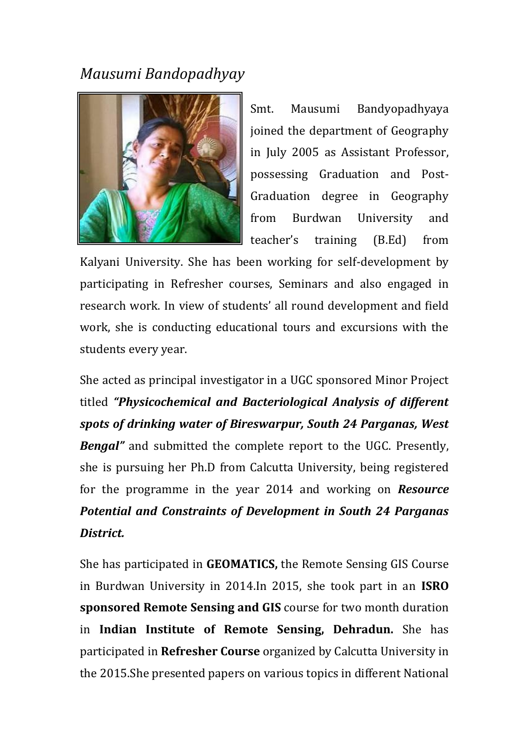*Mausumi Bandopadhyay*

Smt. Mausumi Bandyopadhyaya joined the department of Geography in July 2005 as Assistant Professor, possessing Graduation and Post-Graduation degree in Geography from Burdwan University and teacher's training (B.Ed) from Kalyani University. She has been working for self-development by participating in Refresher courses, Seminars and also engaged in research work. In view of students' all round development and field work, she is conducting educational tours and excursions with the students every year.

She acted as principal investigator in a UGC sponsored Minor Project titled ***"Physicochemical and Bacteriological Analysis of different spots of drinking water of Bireswarpur, South 24 Parganas, West Bengal"*** and submitted the complete report to the UGC. Presently, she is pursuing her Ph.D from Calcutta University, being registered for the programme in the year 2014 and working on ***Resource Potential and Constraints of Development in South 24 Parganas District.***

She has participated in **GEOMATICS,** the Remote Sensing GIS Course in Burdwan University in 2014.In 2015, she took part in an **ISRO sponsored Remote Sensing and GIS** course for two month duration in **Indian Institute of Remote Sensing, Dehradun.** She has participated in **Refresher Course** organized by Calcutta University in the 2015.She presented papers on various topics in different National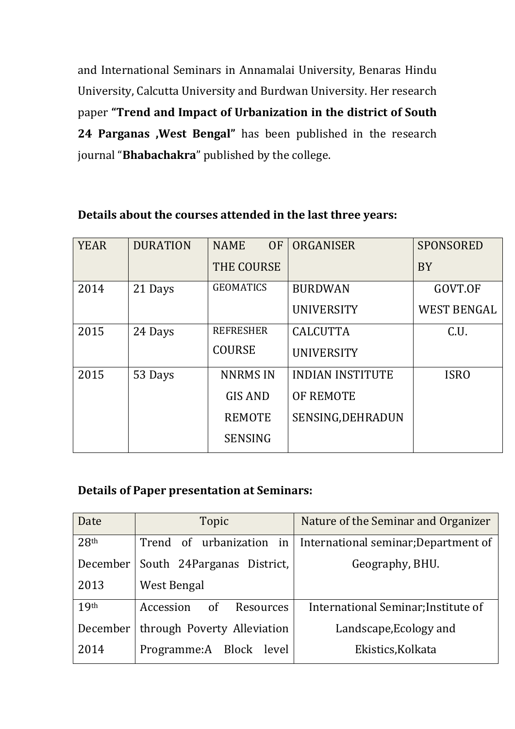and International Seminars in Annamalai University, Benaras Hindu University, Calcutta University and Burdwan University. Her research paper **"Trend and Impact of Urbanization in the district of South 24 Parganas ,West Bengal"** has been published in the research journal "**Bhabachakra**" published by the college.

**Details about the courses attended in the last three years:**

| YEAR | DURATION | NAME OF THE COURSE | ORGANISER | SPONSORED BY |
|---|---|---|---|---|
| 2014 | 21 Days | GEOMATICS | BURDWAN UNIVERSITY | GOVT.OF WEST BENGAL |
| 2015 | 24 Days | REFRESHER COURSE | CALCUTTA UNIVERSITY | C.U. |
| 2015 | 53 Days | NNRMS IN GIS AND REMOTE SENSING | INDIAN INSTITUTE OF REMOTE SENSING,DEHRADUN | ISRO |

**Details of Paper presentation at Seminars:**

| Date | Topic | Nature of the Seminar and Organizer |
|---|---|---|
| 28th December 2013 | Trend of urbanization in South 24Parganas District, West Bengal | International seminar;Department of Geography, BHU. |
| 19th December 2014 | Accession of Resources through Poverty Alleviation Programme:A Block level | International Seminar;Institute of Landscape,Ecology and Ekistics,Kolkata |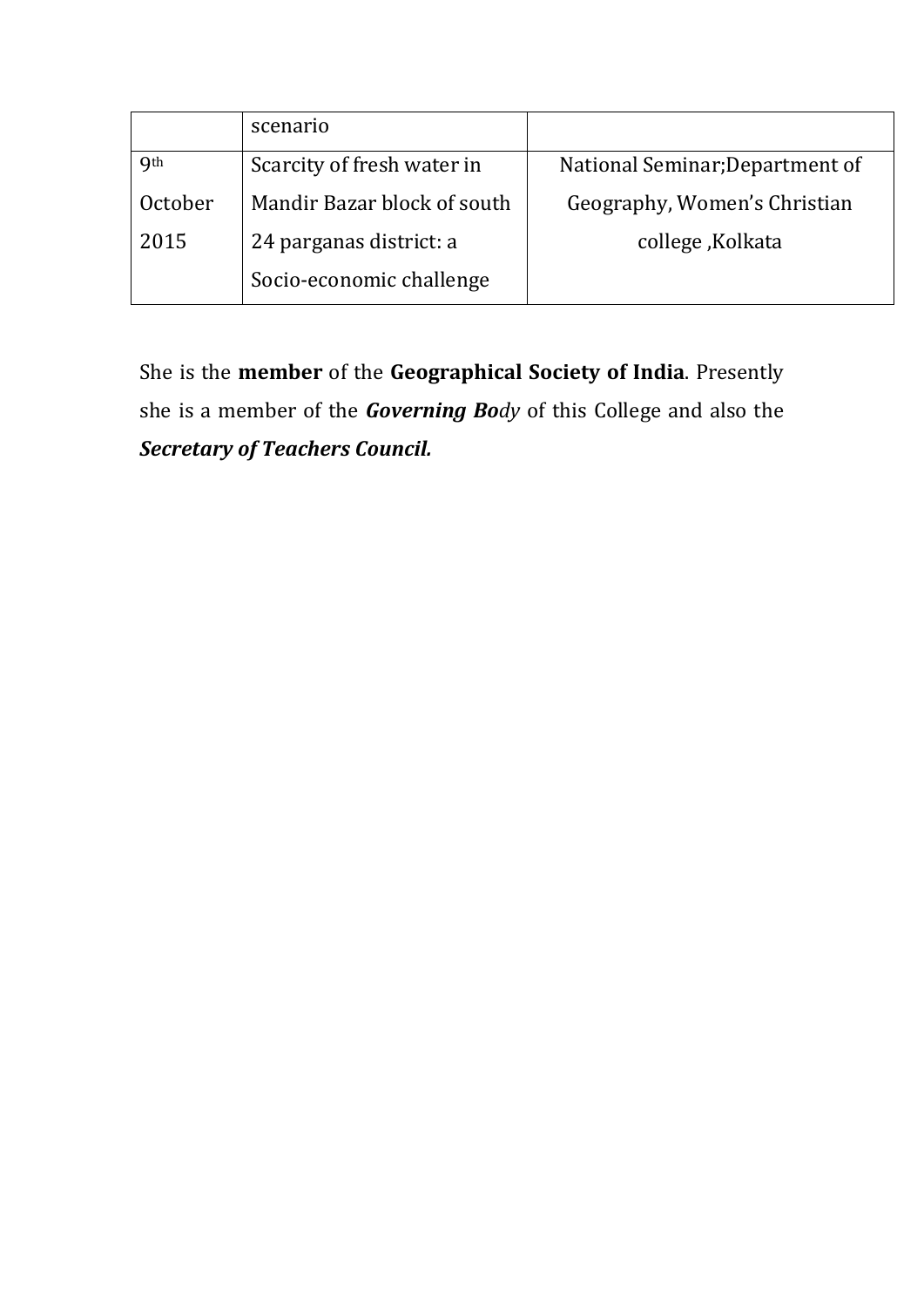| | | |
|---|---|---|
| | scenario | |
| 9th October 2015 | Scarcity of fresh water in Mandir Bazar block of south 24 parganas district: a Socio-economic challenge | National Seminar;Department of Geography, Women's Christian college ,Kolkata |

She is the **member** of the **Geographical Society of India**. Presently she is a member of the ***Governing Bo****dy* of this College and also the ***Secretary of Teachers Council.***